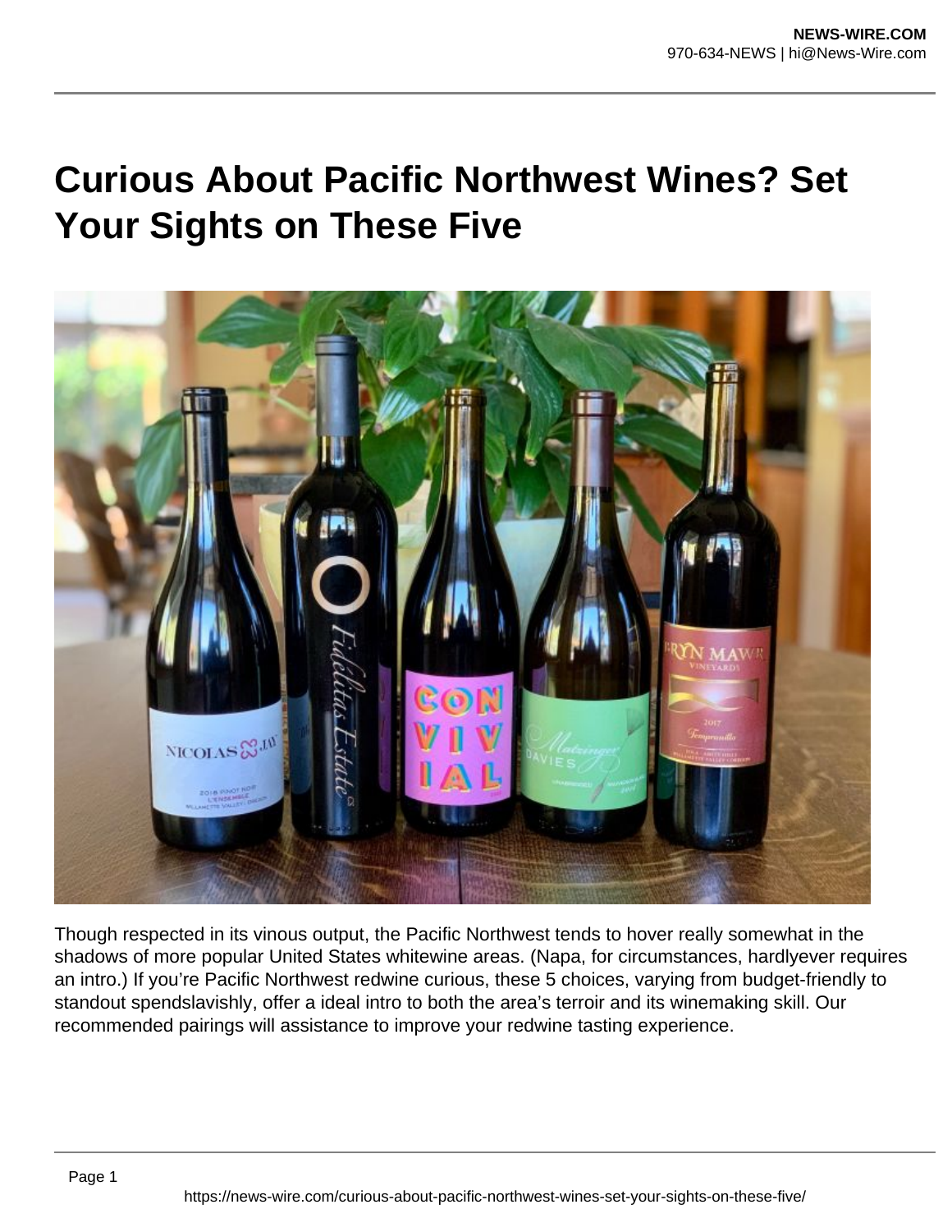# Curious About Pacific Northwest Wines? Set Your Sights on These Five

Though respected in its vinous output, the Pacific Northwest tends to hover really somewhat in the shadows of more popular United States whitewine areas. (Napa, for circumstances, hardlyever requires an intro.) If you're Pacific Northwest redwine curious, these 5 choices, varying from budget-friendly to standout spendslavishly, offer a ideal intro to both the area's terroir and its winemaking skill. Our recommended pairings will assistance to improve your redwine tasting experience.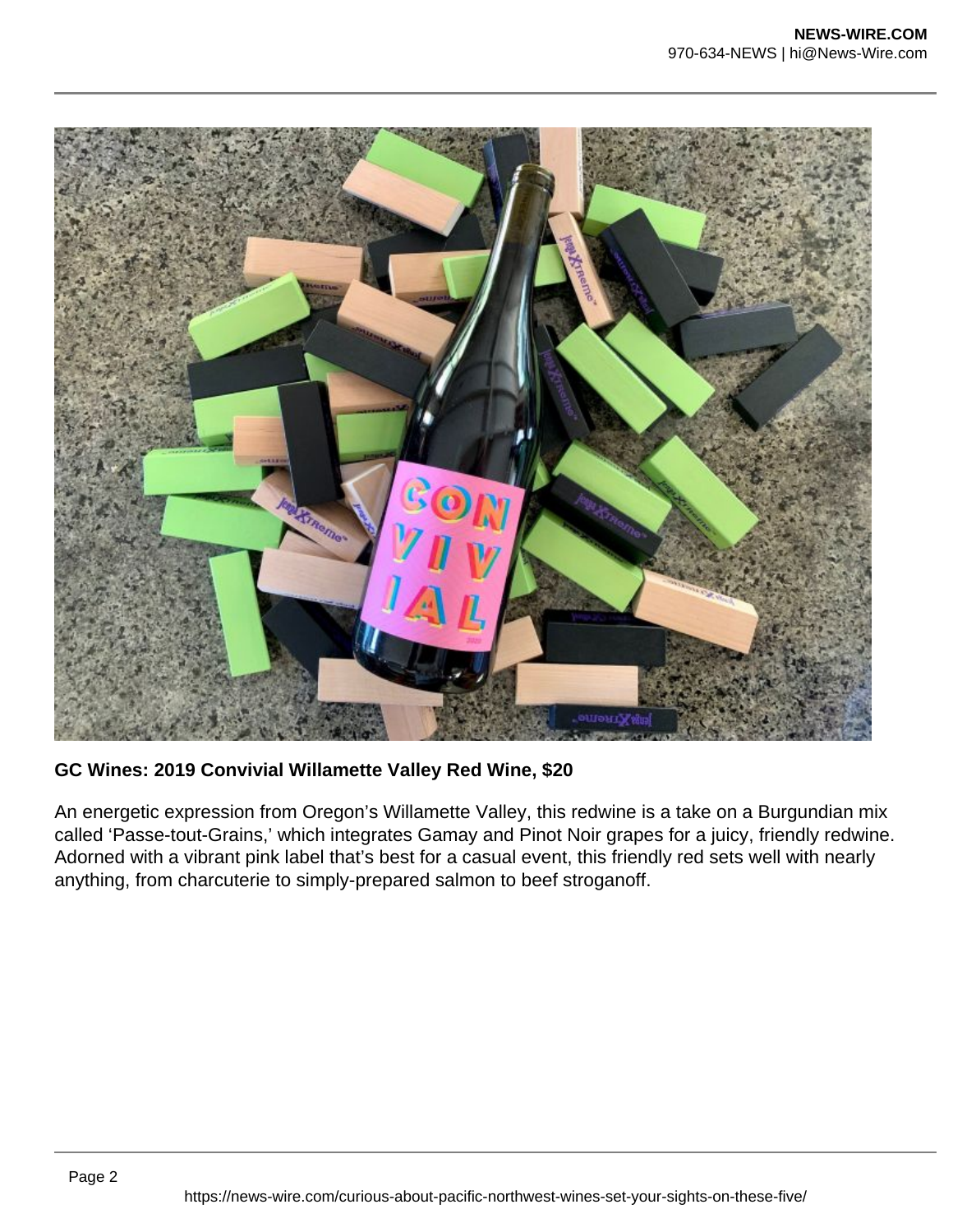**GC Wines: 2019 Convivial Willamette Valley Red Wine, $20**

An energetic expression from Oregon's Willamette Valley, this redwine is a take on a Burgundian mix called 'Passe-tout-Grains,' which integrates Gamay and Pinot Noir grapes for a juicy, friendly redwine. Adorned with a vibrant pink label that's best for a casual event, this friendly red sets well with nearly anything, from charcuterie to simply-prepared salmon to beef stroganoff.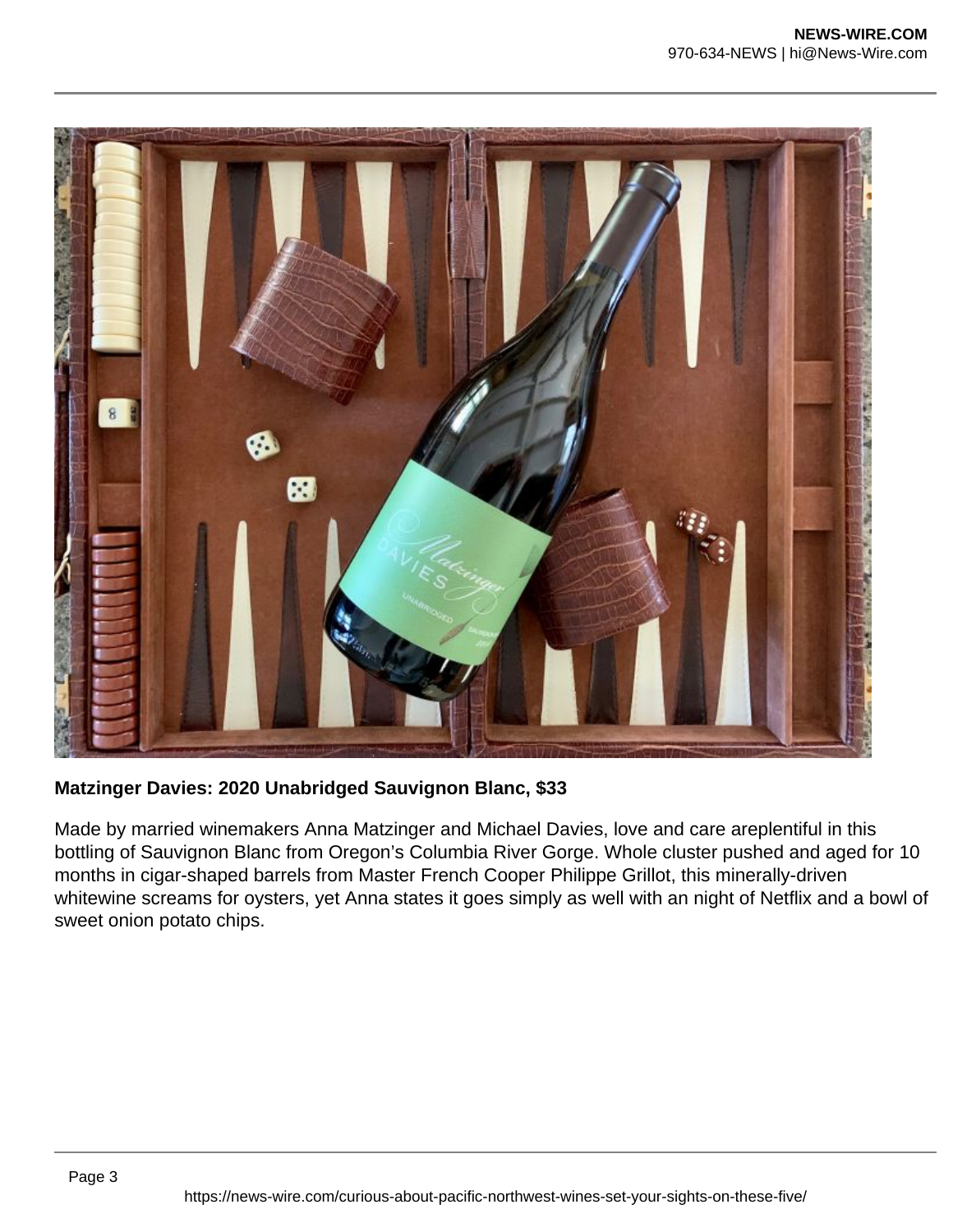**Matzinger Davies: 2020 Unabridged Sauvignon Blanc, $33**

Made by married winemakers Anna Matzinger and Michael Davies, love and care areplentiful in this bottling of Sauvignon Blanc from Oregon's Columbia River Gorge. Whole cluster pushed and aged for 10 months in cigar-shaped barrels from Master French Cooper Philippe Grillot, this minerally-driven whitewine screams for oysters, yet Anna states it goes simply as well with an night of Netflix and a bowl of sweet onion potato chips.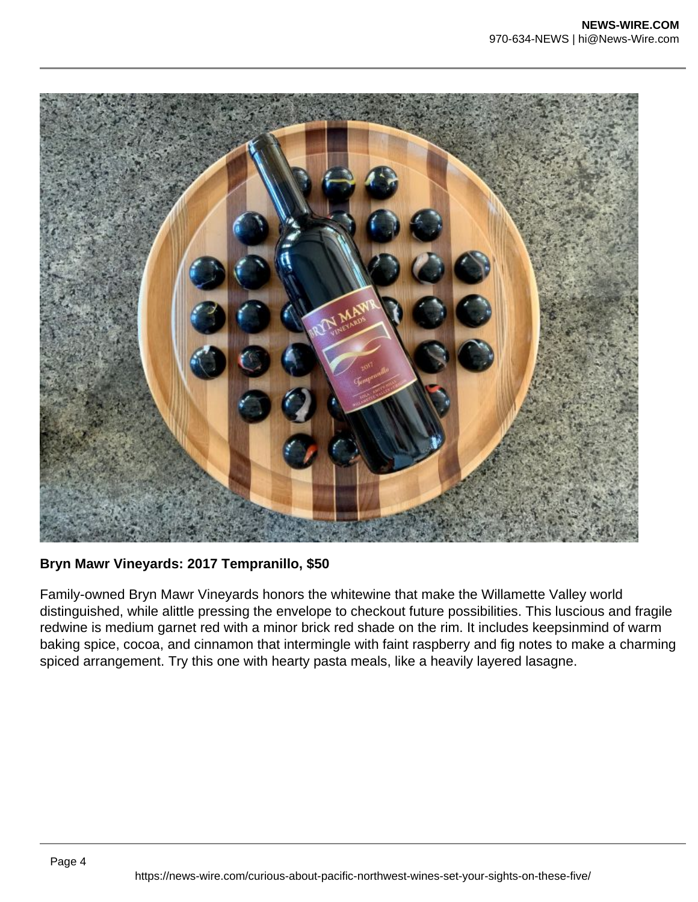**Bryn Mawr Vineyards: 2017 Tempranillo, $50**

Family-owned Bryn Mawr Vineyards honors the whitewine that make the Willamette Valley world distinguished, while alittle pressing the envelope to checkout future possibilities. This luscious and fragile redwine is medium garnet red with a minor brick red shade on the rim. It includes keepsinmind of warm baking spice, cocoa, and cinnamon that intermingle with faint raspberry and fig notes to make a charming spiced arrangement. Try this one with hearty pasta meals, like a heavily layered lasagne.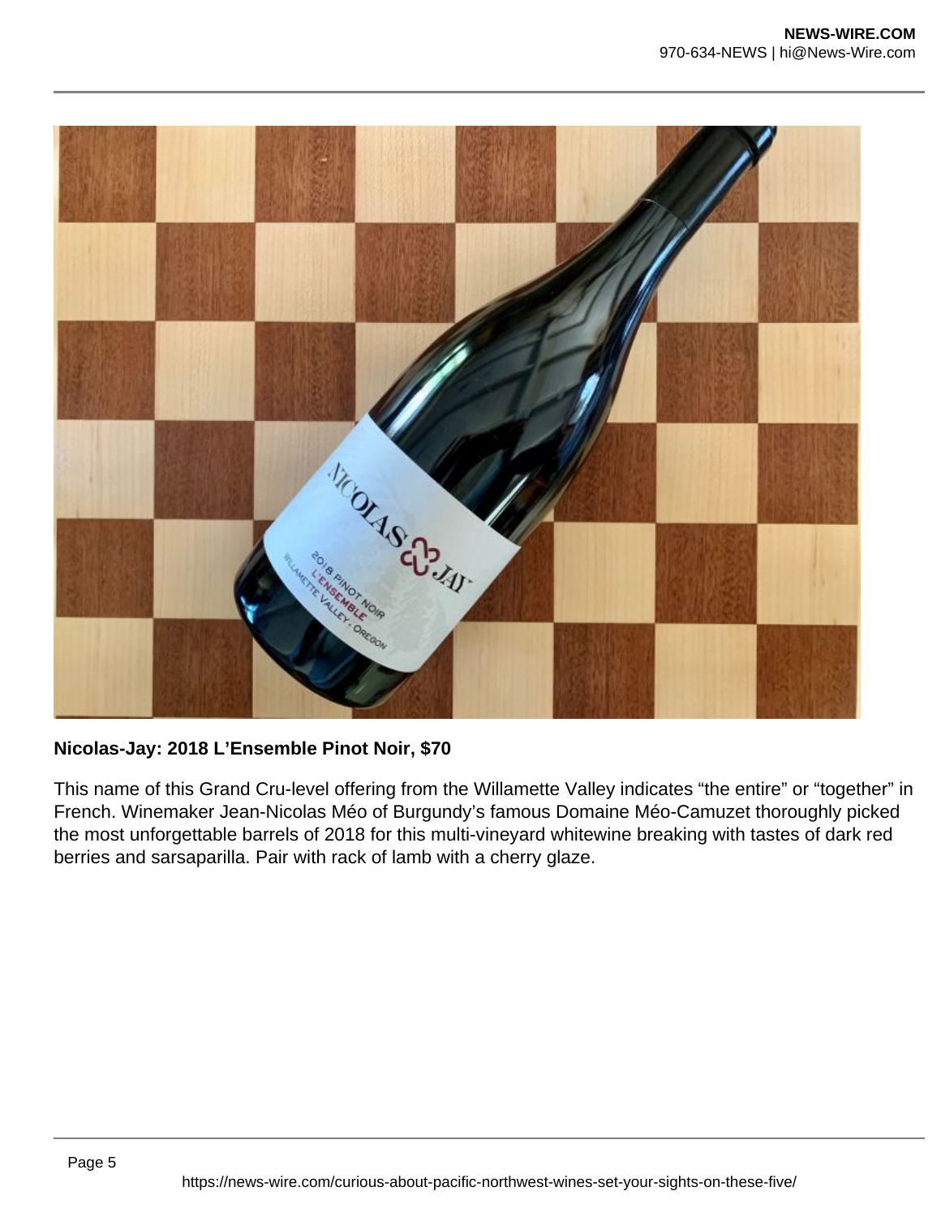**Nicolas-Jay: 2018 L'Ensemble Pinot Noir, $70**

This name of this Grand Cru-level offering from the Willamette Valley indicates "the entire" or "together" in French. Winemaker Jean-Nicolas Méo of Burgundy's famous Domaine Méo-Camuzet thoroughly picked the most unforgettable barrels of 2018 for this multi-vineyard whitewine breaking with tastes of dark red berries and sarsaparilla. Pair with rack of lamb with a cherry glaze.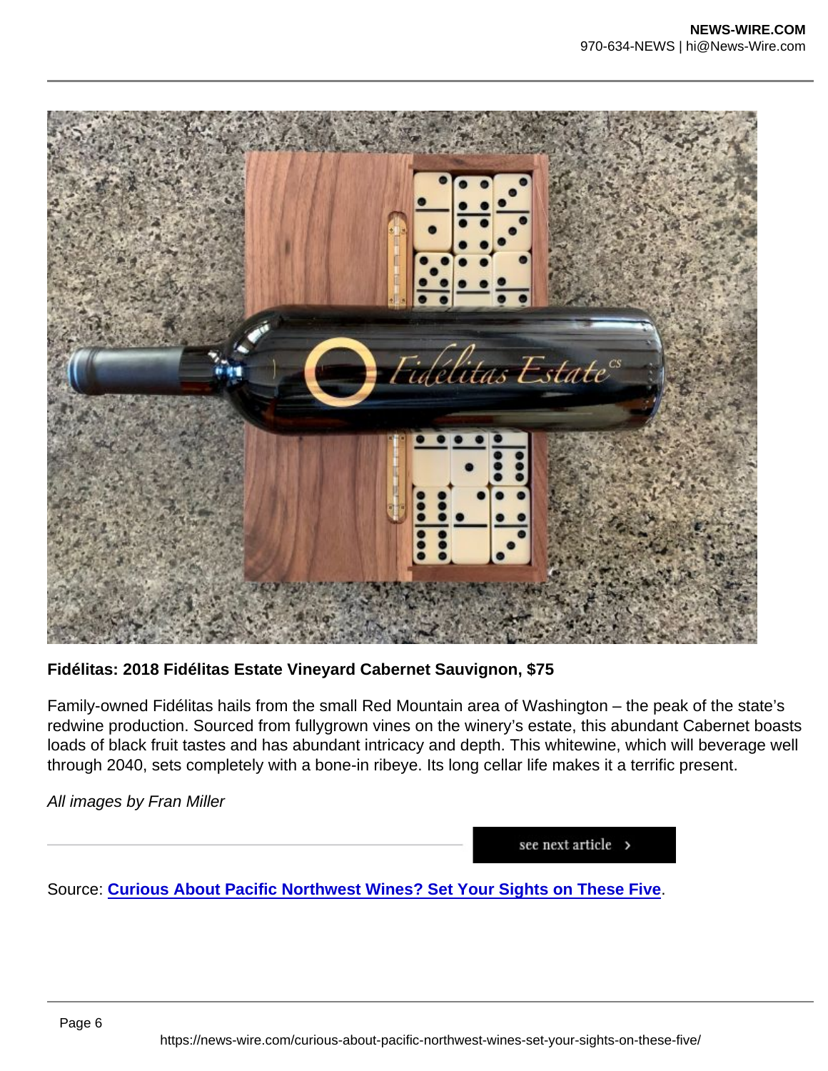**Fidélitas: 2018 Fidélitas Estate Vineyard Cabernet Sauvignon, $75**

Family-owned Fidélitas hails from the small Red Mountain area of Washington – the peak of the state's redwine production. Sourced from fullygrown vines on the winery's estate, this abundant Cabernet boasts loads of black fruit tastes and has abundant intricacy and depth. This whitewine, which will beverage well through 2040, sets completely with a bone-in ribeye. Its long cellar life makes it a terrific present.

*All images by Fran Miller*

see next article ›

Source: **Curious About Pacific Northwest Wines? Set Your Sights on These Five**.